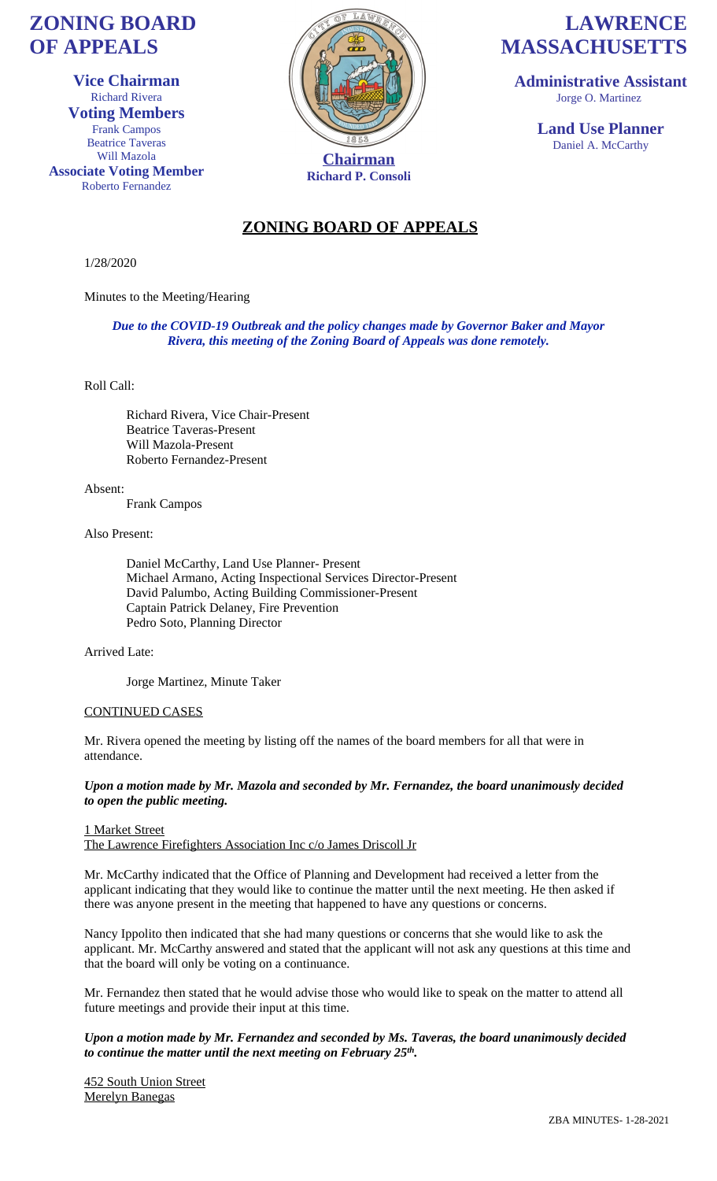# ZONING BOARD OF APPEALS

**Vice Chairman**
Richard Rivera

**Voting Members**
Frank Campos
Beatrice Taveras
Will Mazola

**Associate Voting Member**
Roberto Fernandez

**Chairman**
**Richard P. Consoli**

# LAWRENCE MASSACHUSETTS

**Administrative Assistant**
Jorge O. Martinez

**Land Use Planner**
Daniel A. McCarthy

## ZONING BOARD OF APPEALS

1/28/2020

Minutes to the Meeting/Hearing

***Due to the COVID-19 Outbreak and the policy changes made by Governor Baker and Mayor Rivera, this meeting of the Zoning Board of Appeals was done remotely.***

Roll Call:

Richard Rivera, Vice Chair-Present
Beatrice Taveras-Present
Will Mazola-Present
Roberto Fernandez-Present

Absent:

Frank Campos

Also Present:

Daniel McCarthy, Land Use Planner- Present
Michael Armano, Acting Inspectional Services Director-Present
David Palumbo, Acting Building Commissioner-Present
Captain Patrick Delaney, Fire Prevention
Pedro Soto, Planning Director

Arrived Late:

Jorge Martinez, Minute Taker

CONTINUED CASES

Mr. Rivera opened the meeting by listing off the names of the board members for all that were in attendance.

***Upon a motion made by Mr. Mazola and seconded by Mr. Fernandez, the board unanimously decided to open the public meeting.***

1 Market Street
The Lawrence Firefighters Association Inc c/o James Driscoll Jr

Mr. McCarthy indicated that the Office of Planning and Development had received a letter from the applicant indicating that they would like to continue the matter until the next meeting. He then asked if there was anyone present in the meeting that happened to have any questions or concerns.

Nancy Ippolito then indicated that she had many questions or concerns that she would like to ask the applicant. Mr. McCarthy answered and stated that the applicant will not ask any questions at this time and that the board will only be voting on a continuance.

Mr. Fernandez then stated that he would advise those who would like to speak on the matter to attend all future meetings and provide their input at this time.

***Upon a motion made by Mr. Fernandez and seconded by Ms. Taveras, the board unanimously decided to continue the matter until the next meeting on February 25th.***

452 South Union Street
Merelyn Banegas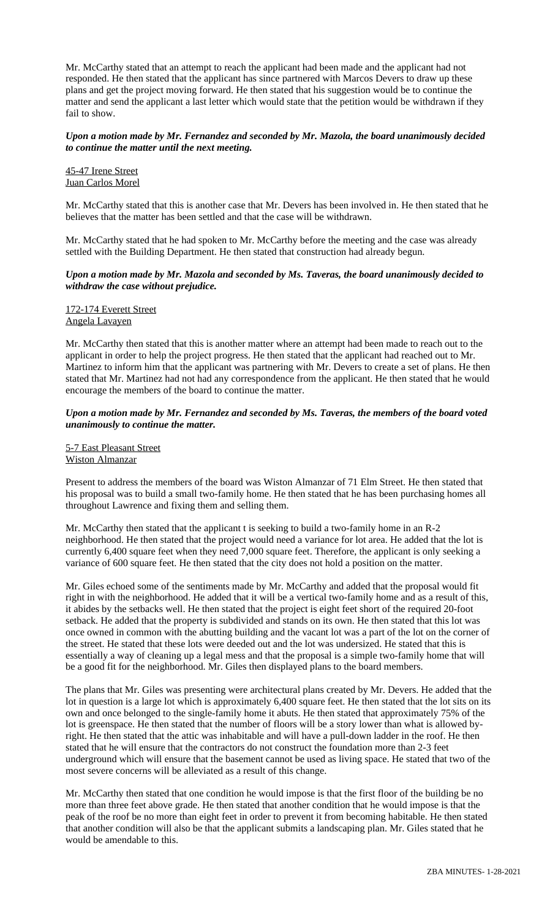Mr. McCarthy stated that an attempt to reach the applicant had been made and the applicant had not responded. He then stated that the applicant has since partnered with Marcos Devers to draw up these plans and get the project moving forward. He then stated that his suggestion would be to continue the matter and send the applicant a last letter which would state that the petition would be withdrawn if they fail to show.

***Upon a motion made by Mr. Fernandez and seconded by Mr. Mazola, the board unanimously decided to continue the matter until the next meeting.***

<u>45-47 Irene Street</u>
<u>Juan Carlos Morel</u>

Mr. McCarthy stated that this is another case that Mr. Devers has been involved in. He then stated that he believes that the matter has been settled and that the case will be withdrawn.

Mr. McCarthy stated that he had spoken to Mr. McCarthy before the meeting and the case was already settled with the Building Department. He then stated that construction had already begun.

***Upon a motion made by Mr. Mazola and seconded by Ms. Taveras, the board unanimously decided to withdraw the case without prejudice.***

<u>172-174 Everett Street</u>
<u>Angela Lavayen</u>

Mr. McCarthy then stated that this is another matter where an attempt had been made to reach out to the applicant in order to help the project progress. He then stated that the applicant had reached out to Mr. Martinez to inform him that the applicant was partnering with Mr. Devers to create a set of plans. He then stated that Mr. Martinez had not had any correspondence from the applicant. He then stated that he would encourage the members of the board to continue the matter.

***Upon a motion made by Mr. Fernandez and seconded by Ms. Taveras, the members of the board voted unanimously to continue the matter.***

<u>5-7 East Pleasant Street</u>
<u>Wiston Almanzar</u>

Present to address the members of the board was Wiston Almanzar of 71 Elm Street. He then stated that his proposal was to build a small two-family home. He then stated that he has been purchasing homes all throughout Lawrence and fixing them and selling them.

Mr. McCarthy then stated that the applicant t is seeking to build a two-family home in an R-2 neighborhood. He then stated that the project would need a variance for lot area. He added that the lot is currently 6,400 square feet when they need 7,000 square feet. Therefore, the applicant is only seeking a variance of 600 square feet. He then stated that the city does not hold a position on the matter.

Mr. Giles echoed some of the sentiments made by Mr. McCarthy and added that the proposal would fit right in with the neighborhood. He added that it will be a vertical two-family home and as a result of this, it abides by the setbacks well. He then stated that the project is eight feet short of the required 20-foot setback. He added that the property is subdivided and stands on its own. He then stated that this lot was once owned in common with the abutting building and the vacant lot was a part of the lot on the corner of the street. He stated that these lots were deeded out and the lot was undersized. He stated that this is essentially a way of cleaning up a legal mess and that the proposal is a simple two-family home that will be a good fit for the neighborhood. Mr. Giles then displayed plans to the board members.

The plans that Mr. Giles was presenting were architectural plans created by Mr. Devers. He added that the lot in question is a large lot which is approximately 6,400 square feet. He then stated that the lot sits on its own and once belonged to the single-family home it abuts. He then stated that approximately 75% of the lot is greenspace. He then stated that the number of floors will be a story lower than what is allowed by-right. He then stated that the attic was inhabitable and will have a pull-down ladder in the roof. He then stated that he will ensure that the contractors do not construct the foundation more than 2-3 feet underground which will ensure that the basement cannot be used as living space. He stated that two of the most severe concerns will be alleviated as a result of this change.

Mr. McCarthy then stated that one condition he would impose is that the first floor of the building be no more than three feet above grade. He then stated that another condition that he would impose is that the peak of the roof be no more than eight feet in order to prevent it from becoming habitable. He then stated that another condition will also be that the applicant submits a landscaping plan. Mr. Giles stated that he would be amendable to this.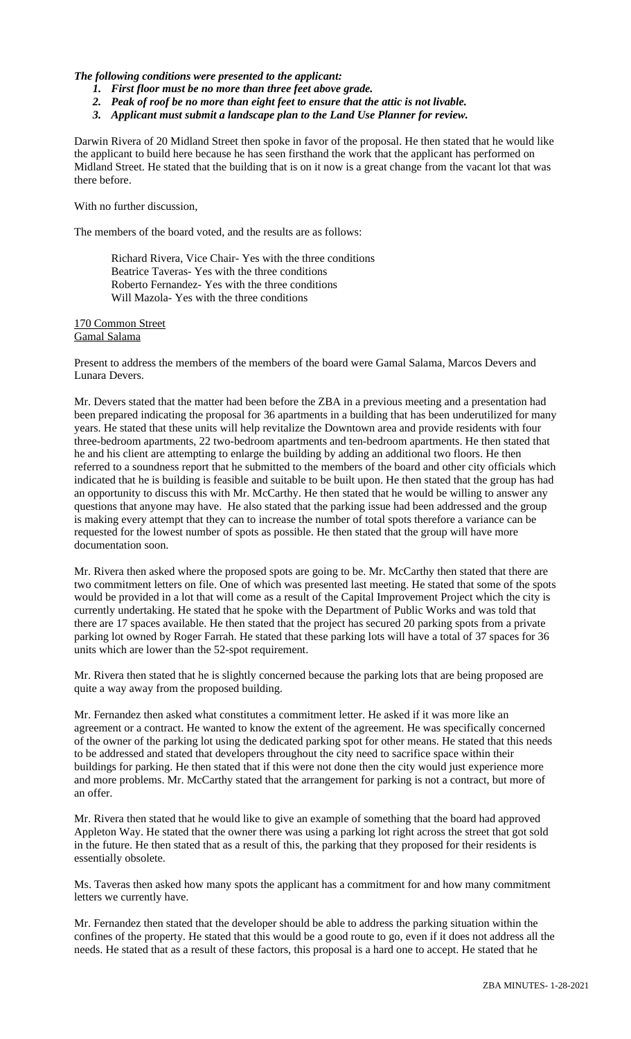***The following conditions were presented to the applicant:***

1. ***First floor must be no more than three feet above grade.***
2. ***Peak of roof be no more than eight feet to ensure that the attic is not livable.***
3. ***Applicant must submit a landscape plan to the Land Use Planner for review.***

Darwin Rivera of 20 Midland Street then spoke in favor of the proposal. He then stated that he would like the applicant to build here because he has seen firsthand the work that the applicant has performed on Midland Street. He stated that the building that is on it now is a great change from the vacant lot that was there before.

With no further discussion,

The members of the board voted, and the results are as follows:

Richard Rivera, Vice Chair- Yes with the three conditions
Beatrice Taveras- Yes with the three conditions
Roberto Fernandez- Yes with the three conditions
Will Mazola- Yes with the three conditions

170 Common Street
Gamal Salama

Present to address the members of the members of the board were Gamal Salama, Marcos Devers and Lunara Devers.

Mr. Devers stated that the matter had been before the ZBA in a previous meeting and a presentation had been prepared indicating the proposal for 36 apartments in a building that has been underutilized for many years. He stated that these units will help revitalize the Downtown area and provide residents with four three-bedroom apartments, 22 two-bedroom apartments and ten-bedroom apartments. He then stated that he and his client are attempting to enlarge the building by adding an additional two floors. He then referred to a soundness report that he submitted to the members of the board and other city officials which indicated that he is building is feasible and suitable to be built upon. He then stated that the group has had an opportunity to discuss this with Mr. McCarthy. He then stated that he would be willing to answer any questions that anyone may have. He also stated that the parking issue had been addressed and the group is making every attempt that they can to increase the number of total spots therefore a variance can be requested for the lowest number of spots as possible. He then stated that the group will have more documentation soon.

Mr. Rivera then asked where the proposed spots are going to be. Mr. McCarthy then stated that there are two commitment letters on file. One of which was presented last meeting. He stated that some of the spots would be provided in a lot that will come as a result of the Capital Improvement Project which the city is currently undertaking. He stated that he spoke with the Department of Public Works and was told that there are 17 spaces available. He then stated that the project has secured 20 parking spots from a private parking lot owned by Roger Farrah. He stated that these parking lots will have a total of 37 spaces for 36 units which are lower than the 52-spot requirement.

Mr. Rivera then stated that he is slightly concerned because the parking lots that are being proposed are quite a way away from the proposed building.

Mr. Fernandez then asked what constitutes a commitment letter. He asked if it was more like an agreement or a contract. He wanted to know the extent of the agreement. He was specifically concerned of the owner of the parking lot using the dedicated parking spot for other means. He stated that this needs to be addressed and stated that developers throughout the city need to sacrifice space within their buildings for parking. He then stated that if this were not done then the city would just experience more and more problems. Mr. McCarthy stated that the arrangement for parking is not a contract, but more of an offer.

Mr. Rivera then stated that he would like to give an example of something that the board had approved Appleton Way. He stated that the owner there was using a parking lot right across the street that got sold in the future. He then stated that as a result of this, the parking that they proposed for their residents is essentially obsolete.

Ms. Taveras then asked how many spots the applicant has a commitment for and how many commitment letters we currently have.

Mr. Fernandez then stated that the developer should be able to address the parking situation within the confines of the property. He stated that this would be a good route to go, even if it does not address all the needs. He stated that as a result of these factors, this proposal is a hard one to accept. He stated that he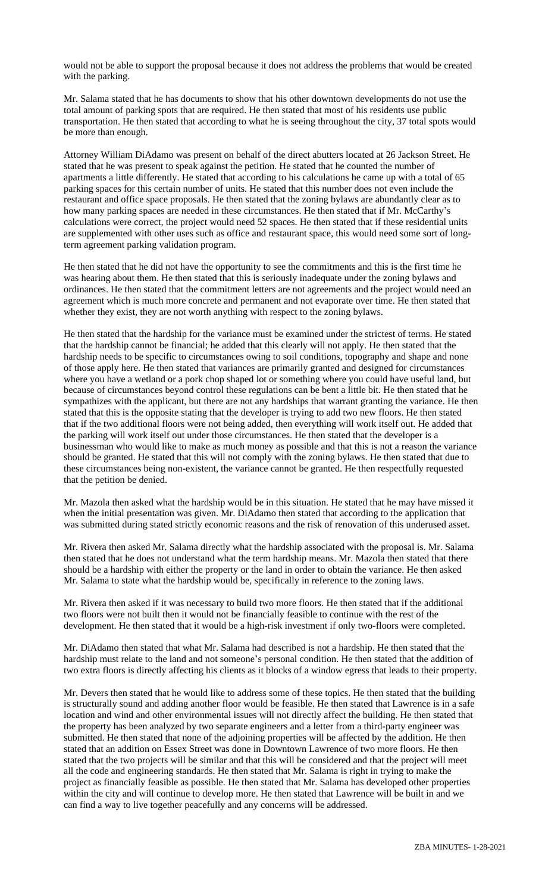would not be able to support the proposal because it does not address the problems that would be created with the parking.

Mr. Salama stated that he has documents to show that his other downtown developments do not use the total amount of parking spots that are required. He then stated that most of his residents use public transportation. He then stated that according to what he is seeing throughout the city, 37 total spots would be more than enough.

Attorney William DiAdamo was present on behalf of the direct abutters located at 26 Jackson Street. He stated that he was present to speak against the petition. He stated that he counted the number of apartments a little differently. He stated that according to his calculations he came up with a total of 65 parking spaces for this certain number of units. He stated that this number does not even include the restaurant and office space proposals. He then stated that the zoning bylaws are abundantly clear as to how many parking spaces are needed in these circumstances. He then stated that if Mr. McCarthy's calculations were correct, the project would need 52 spaces. He then stated that if these residential units are supplemented with other uses such as office and restaurant space, this would need some sort of long-term agreement parking validation program.

He then stated that he did not have the opportunity to see the commitments and this is the first time he was hearing about them. He then stated that this is seriously inadequate under the zoning bylaws and ordinances. He then stated that the commitment letters are not agreements and the project would need an agreement which is much more concrete and permanent and not evaporate over time. He then stated that whether they exist, they are not worth anything with respect to the zoning bylaws.

He then stated that the hardship for the variance must be examined under the strictest of terms. He stated that the hardship cannot be financial; he added that this clearly will not apply. He then stated that the hardship needs to be specific to circumstances owing to soil conditions, topography and shape and none of those apply here. He then stated that variances are primarily granted and designed for circumstances where you have a wetland or a pork chop shaped lot or something where you could have useful land, but because of circumstances beyond control these regulations can be bent a little bit. He then stated that he sympathizes with the applicant, but there are not any hardships that warrant granting the variance. He then stated that this is the opposite stating that the developer is trying to add two new floors. He then stated that if the two additional floors were not being added, then everything will work itself out. He added that the parking will work itself out under those circumstances. He then stated that the developer is a businessman who would like to make as much money as possible and that this is not a reason the variance should be granted. He stated that this will not comply with the zoning bylaws. He then stated that due to these circumstances being non-existent, the variance cannot be granted. He then respectfully requested that the petition be denied.

Mr. Mazola then asked what the hardship would be in this situation. He stated that he may have missed it when the initial presentation was given. Mr. DiAdamo then stated that according to the application that was submitted during stated strictly economic reasons and the risk of renovation of this underused asset.

Mr. Rivera then asked Mr. Salama directly what the hardship associated with the proposal is. Mr. Salama then stated that he does not understand what the term hardship means. Mr. Mazola then stated that there should be a hardship with either the property or the land in order to obtain the variance. He then asked Mr. Salama to state what the hardship would be, specifically in reference to the zoning laws.

Mr. Rivera then asked if it was necessary to build two more floors. He then stated that if the additional two floors were not built then it would not be financially feasible to continue with the rest of the development. He then stated that it would be a high-risk investment if only two-floors were completed.

Mr. DiAdamo then stated that what Mr. Salama had described is not a hardship. He then stated that the hardship must relate to the land and not someone's personal condition. He then stated that the addition of two extra floors is directly affecting his clients as it blocks of a window egress that leads to their property.

Mr. Devers then stated that he would like to address some of these topics. He then stated that the building is structurally sound and adding another floor would be feasible. He then stated that Lawrence is in a safe location and wind and other environmental issues will not directly affect the building. He then stated that the property has been analyzed by two separate engineers and a letter from a third-party engineer was submitted. He then stated that none of the adjoining properties will be affected by the addition. He then stated that an addition on Essex Street was done in Downtown Lawrence of two more floors. He then stated that the two projects will be similar and that this will be considered and that the project will meet all the code and engineering standards. He then stated that Mr. Salama is right in trying to make the project as financially feasible as possible. He then stated that Mr. Salama has developed other properties within the city and will continue to develop more. He then stated that Lawrence will be built in and we can find a way to live together peacefully and any concerns will be addressed.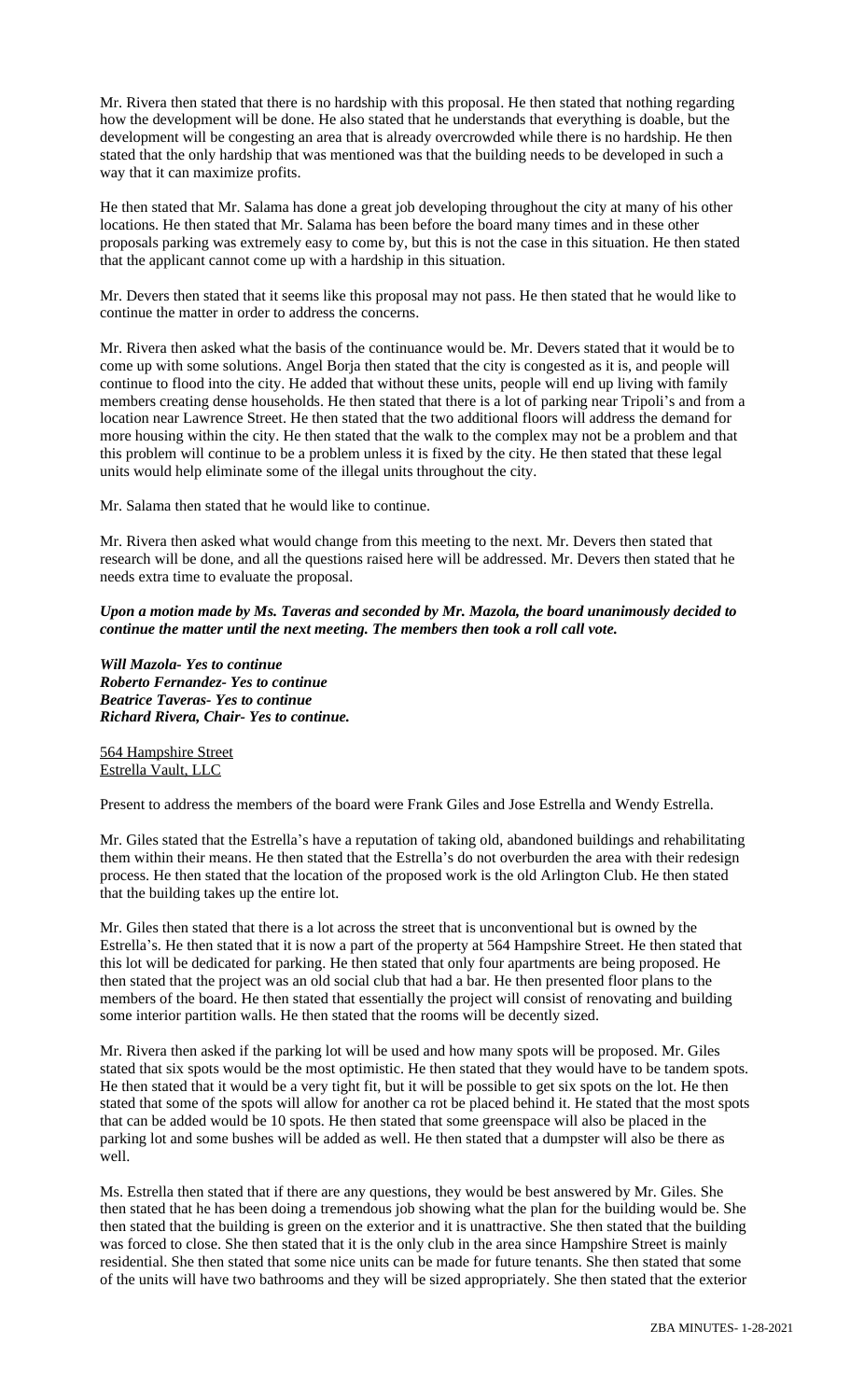Mr. Rivera then stated that there is no hardship with this proposal. He then stated that nothing regarding how the development will be done. He also stated that he understands that everything is doable, but the development will be congesting an area that is already overcrowded while there is no hardship. He then stated that the only hardship that was mentioned was that the building needs to be developed in such a way that it can maximize profits.

He then stated that Mr. Salama has done a great job developing throughout the city at many of his other locations. He then stated that Mr. Salama has been before the board many times and in these other proposals parking was extremely easy to come by, but this is not the case in this situation. He then stated that the applicant cannot come up with a hardship in this situation.

Mr. Devers then stated that it seems like this proposal may not pass. He then stated that he would like to continue the matter in order to address the concerns.

Mr. Rivera then asked what the basis of the continuance would be. Mr. Devers stated that it would be to come up with some solutions. Angel Borja then stated that the city is congested as it is, and people will continue to flood into the city. He added that without these units, people will end up living with family members creating dense households. He then stated that there is a lot of parking near Tripoli's and from a location near Lawrence Street. He then stated that the two additional floors will address the demand for more housing within the city. He then stated that the walk to the complex may not be a problem and that this problem will continue to be a problem unless it is fixed by the city. He then stated that these legal units would help eliminate some of the illegal units throughout the city.

Mr. Salama then stated that he would like to continue.

Mr. Rivera then asked what would change from this meeting to the next. Mr. Devers then stated that research will be done, and all the questions raised here will be addressed. Mr. Devers then stated that he needs extra time to evaluate the proposal.

***Upon a motion made by Ms. Taveras and seconded by Mr. Mazola, the board unanimously decided to continue the matter until the next meeting. The members then took a roll call vote.***

***Will Mazola- Yes to continue***
***Roberto Fernandez- Yes to continue***
***Beatrice Taveras- Yes to continue***
***Richard Rivera, Chair- Yes to continue.***

564 Hampshire Street
Estrella Vault, LLC

Present to address the members of the board were Frank Giles and Jose Estrella and Wendy Estrella.

Mr. Giles stated that the Estrella's have a reputation of taking old, abandoned buildings and rehabilitating them within their means. He then stated that the Estrella's do not overburden the area with their redesign process. He then stated that the location of the proposed work is the old Arlington Club. He then stated that the building takes up the entire lot.

Mr. Giles then stated that there is a lot across the street that is unconventional but is owned by the Estrella's. He then stated that it is now a part of the property at 564 Hampshire Street. He then stated that this lot will be dedicated for parking. He then stated that only four apartments are being proposed. He then stated that the project was an old social club that had a bar. He then presented floor plans to the members of the board. He then stated that essentially the project will consist of renovating and building some interior partition walls. He then stated that the rooms will be decently sized.

Mr. Rivera then asked if the parking lot will be used and how many spots will be proposed. Mr. Giles stated that six spots would be the most optimistic. He then stated that they would have to be tandem spots. He then stated that it would be a very tight fit, but it will be possible to get six spots on the lot. He then stated that some of the spots will allow for another ca rot be placed behind it. He stated that the most spots that can be added would be 10 spots. He then stated that some greenspace will also be placed in the parking lot and some bushes will be added as well. He then stated that a dumpster will also be there as well.

Ms. Estrella then stated that if there are any questions, they would be best answered by Mr. Giles. She then stated that he has been doing a tremendous job showing what the plan for the building would be. She then stated that the building is green on the exterior and it is unattractive. She then stated that the building was forced to close. She then stated that it is the only club in the area since Hampshire Street is mainly residential. She then stated that some nice units can be made for future tenants. She then stated that some of the units will have two bathrooms and they will be sized appropriately. She then stated that the exterior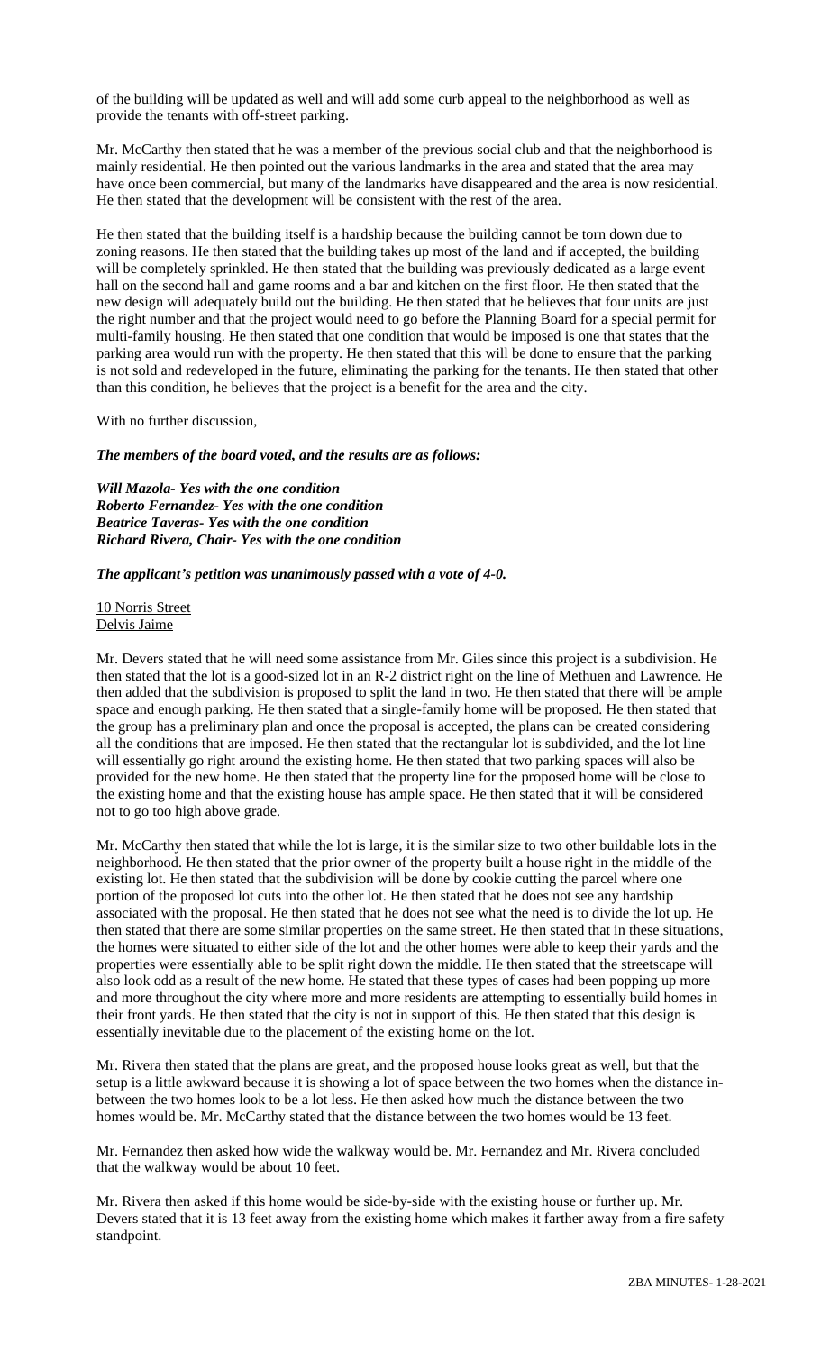of the building will be updated as well and will add some curb appeal to the neighborhood as well as provide the tenants with off-street parking.

Mr. McCarthy then stated that he was a member of the previous social club and that the neighborhood is mainly residential. He then pointed out the various landmarks in the area and stated that the area may have once been commercial, but many of the landmarks have disappeared and the area is now residential. He then stated that the development will be consistent with the rest of the area.

He then stated that the building itself is a hardship because the building cannot be torn down due to zoning reasons. He then stated that the building takes up most of the land and if accepted, the building will be completely sprinkled. He then stated that the building was previously dedicated as a large event hall on the second hall and game rooms and a bar and kitchen on the first floor. He then stated that the new design will adequately build out the building. He then stated that he believes that four units are just the right number and that the project would need to go before the Planning Board for a special permit for multi-family housing. He then stated that one condition that would be imposed is one that states that the parking area would run with the property. He then stated that this will be done to ensure that the parking is not sold and redeveloped in the future, eliminating the parking for the tenants. He then stated that other than this condition, he believes that the project is a benefit for the area and the city.

With no further discussion,

***The members of the board voted, and the results are as follows:***

***Will Mazola- Yes with the one condition***
***Roberto Fernandez- Yes with the one condition***
***Beatrice Taveras- Yes with the one condition***
***Richard Rivera, Chair- Yes with the one condition***

***The applicant's petition was unanimously passed with a vote of 4-0.***

<u>10 Norris Street</u>
<u>Delvis Jaime</u>

Mr. Devers stated that he will need some assistance from Mr. Giles since this project is a subdivision. He then stated that the lot is a good-sized lot in an R-2 district right on the line of Methuen and Lawrence. He then added that the subdivision is proposed to split the land in two. He then stated that there will be ample space and enough parking. He then stated that a single-family home will be proposed. He then stated that the group has a preliminary plan and once the proposal is accepted, the plans can be created considering all the conditions that are imposed. He then stated that the rectangular lot is subdivided, and the lot line will essentially go right around the existing home. He then stated that two parking spaces will also be provided for the new home. He then stated that the property line for the proposed home will be close to the existing home and that the existing house has ample space. He then stated that it will be considered not to go too high above grade.

Mr. McCarthy then stated that while the lot is large, it is the similar size to two other buildable lots in the neighborhood. He then stated that the prior owner of the property built a house right in the middle of the existing lot. He then stated that the subdivision will be done by cookie cutting the parcel where one portion of the proposed lot cuts into the other lot. He then stated that he does not see any hardship associated with the proposal. He then stated that he does not see what the need is to divide the lot up. He then stated that there are some similar properties on the same street. He then stated that in these situations, the homes were situated to either side of the lot and the other homes were able to keep their yards and the properties were essentially able to be split right down the middle. He then stated that the streetscape will also look odd as a result of the new home. He stated that these types of cases had been popping up more and more throughout the city where more and more residents are attempting to essentially build homes in their front yards. He then stated that the city is not in support of this. He then stated that this design is essentially inevitable due to the placement of the existing home on the lot.

Mr. Rivera then stated that the plans are great, and the proposed house looks great as well, but that the setup is a little awkward because it is showing a lot of space between the two homes when the distance in-between the two homes look to be a lot less. He then asked how much the distance between the two homes would be. Mr. McCarthy stated that the distance between the two homes would be 13 feet.

Mr. Fernandez then asked how wide the walkway would be. Mr. Fernandez and Mr. Rivera concluded that the walkway would be about 10 feet.

Mr. Rivera then asked if this home would be side-by-side with the existing house or further up. Mr. Devers stated that it is 13 feet away from the existing home which makes it farther away from a fire safety standpoint.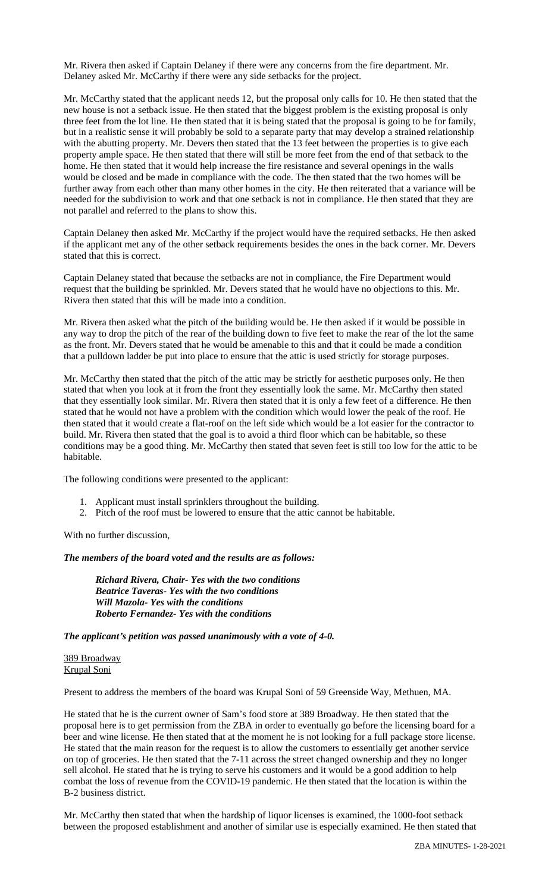Mr. Rivera then asked if Captain Delaney if there were any concerns from the fire department. Mr. Delaney asked Mr. McCarthy if there were any side setbacks for the project.

Mr. McCarthy stated that the applicant needs 12, but the proposal only calls for 10. He then stated that the new house is not a setback issue. He then stated that the biggest problem is the existing proposal is only three feet from the lot line. He then stated that it is being stated that the proposal is going to be for family, but in a realistic sense it will probably be sold to a separate party that may develop a strained relationship with the abutting property. Mr. Devers then stated that the 13 feet between the properties is to give each property ample space. He then stated that there will still be more feet from the end of that setback to the home. He then stated that it would help increase the fire resistance and several openings in the walls would be closed and be made in compliance with the code. The then stated that the two homes will be further away from each other than many other homes in the city. He then reiterated that a variance will be needed for the subdivision to work and that one setback is not in compliance. He then stated that they are not parallel and referred to the plans to show this.

Captain Delaney then asked Mr. McCarthy if the project would have the required setbacks. He then asked if the applicant met any of the other setback requirements besides the ones in the back corner. Mr. Devers stated that this is correct.

Captain Delaney stated that because the setbacks are not in compliance, the Fire Department would request that the building be sprinkled. Mr. Devers stated that he would have no objections to this. Mr. Rivera then stated that this will be made into a condition.

Mr. Rivera then asked what the pitch of the building would be. He then asked if it would be possible in any way to drop the pitch of the rear of the building down to five feet to make the rear of the lot the same as the front. Mr. Devers stated that he would be amenable to this and that it could be made a condition that a pulldown ladder be put into place to ensure that the attic is used strictly for storage purposes.

Mr. McCarthy then stated that the pitch of the attic may be strictly for aesthetic purposes only. He then stated that when you look at it from the front they essentially look the same. Mr. McCarthy then stated that they essentially look similar. Mr. Rivera then stated that it is only a few feet of a difference. He then stated that he would not have a problem with the condition which would lower the peak of the roof. He then stated that it would create a flat-roof on the left side which would be a lot easier for the contractor to build. Mr. Rivera then stated that the goal is to avoid a third floor which can be habitable, so these conditions may be a good thing. Mr. McCarthy then stated that seven feet is still too low for the attic to be habitable.

The following conditions were presented to the applicant:

1. Applicant must install sprinklers throughout the building.
2. Pitch of the roof must be lowered to ensure that the attic cannot be habitable.

With no further discussion,

***The members of the board voted and the results are as follows:***

> ***Richard Rivera, Chair- Yes with the two conditions***
> ***Beatrice Taveras- Yes with the two conditions***
> ***Will Mazola- Yes with the conditions***
> ***Roberto Fernandez- Yes with the conditions***

***The applicant's petition was passed unanimously with a vote of 4-0.***

<u>389 Broadway</u>
<u>Krupal Soni</u>

Present to address the members of the board was Krupal Soni of 59 Greenside Way, Methuen, MA.

He stated that he is the current owner of Sam's food store at 389 Broadway. He then stated that the proposal here is to get permission from the ZBA in order to eventually go before the licensing board for a beer and wine license. He then stated that at the moment he is not looking for a full package store license. He stated that the main reason for the request is to allow the customers to essentially get another service on top of groceries. He then stated that the 7-11 across the street changed ownership and they no longer sell alcohol. He stated that he is trying to serve his customers and it would be a good addition to help combat the loss of revenue from the COVID-19 pandemic. He then stated that the location is within the B-2 business district.

Mr. McCarthy then stated that when the hardship of liquor licenses is examined, the 1000-foot setback between the proposed establishment and another of similar use is especially examined. He then stated that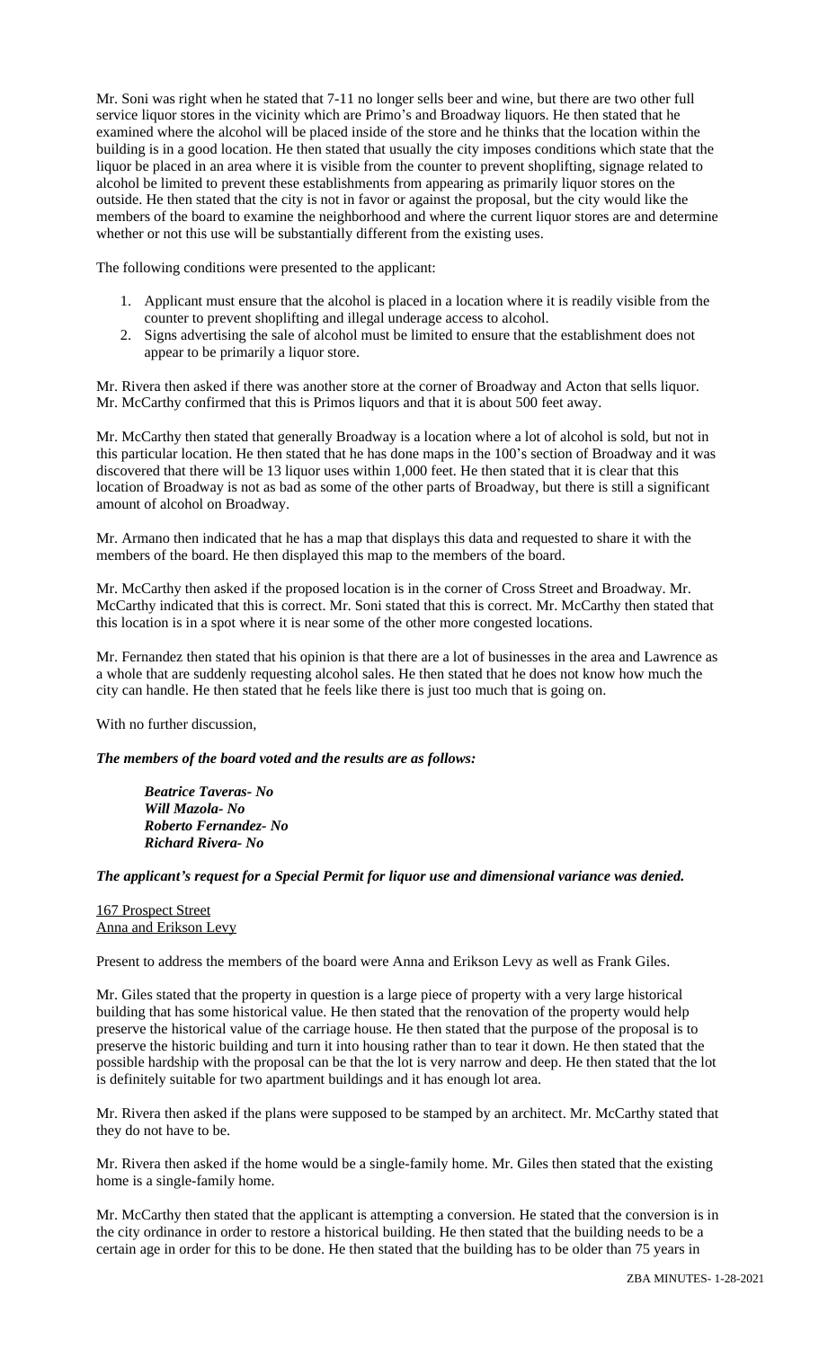Mr. Soni was right when he stated that 7-11 no longer sells beer and wine, but there are two other full service liquor stores in the vicinity which are Primo's and Broadway liquors. He then stated that he examined where the alcohol will be placed inside of the store and he thinks that the location within the building is in a good location. He then stated that usually the city imposes conditions which state that the liquor be placed in an area where it is visible from the counter to prevent shoplifting, signage related to alcohol be limited to prevent these establishments from appearing as primarily liquor stores on the outside. He then stated that the city is not in favor or against the proposal, but the city would like the members of the board to examine the neighborhood and where the current liquor stores are and determine whether or not this use will be substantially different from the existing uses.

The following conditions were presented to the applicant:

1. Applicant must ensure that the alcohol is placed in a location where it is readily visible from the counter to prevent shoplifting and illegal underage access to alcohol.
2. Signs advertising the sale of alcohol must be limited to ensure that the establishment does not appear to be primarily a liquor store.

Mr. Rivera then asked if there was another store at the corner of Broadway and Acton that sells liquor. Mr. McCarthy confirmed that this is Primos liquors and that it is about 500 feet away.

Mr. McCarthy then stated that generally Broadway is a location where a lot of alcohol is sold, but not in this particular location. He then stated that he has done maps in the 100's section of Broadway and it was discovered that there will be 13 liquor uses within 1,000 feet. He then stated that it is clear that this location of Broadway is not as bad as some of the other parts of Broadway, but there is still a significant amount of alcohol on Broadway.

Mr. Armano then indicated that he has a map that displays this data and requested to share it with the members of the board. He then displayed this map to the members of the board.

Mr. McCarthy then asked if the proposed location is in the corner of Cross Street and Broadway. Mr. McCarthy indicated that this is correct. Mr. Soni stated that this is correct. Mr. McCarthy then stated that this location is in a spot where it is near some of the other more congested locations.

Mr. Fernandez then stated that his opinion is that there are a lot of businesses in the area and Lawrence as a whole that are suddenly requesting alcohol sales. He then stated that he does not know how much the city can handle. He then stated that he feels like there is just too much that is going on.

With no further discussion,

***The members of the board voted and the results are as follows:***

> ***Beatrice Taveras- No***
> ***Will Mazola- No***
> ***Roberto Fernandez- No***
> ***Richard Rivera- No***

***The applicant's request for a Special Permit for liquor use and dimensional variance was denied.***

<u>167 Prospect Street</u>
<u>Anna and Erikson Levy</u>

Present to address the members of the board were Anna and Erikson Levy as well as Frank Giles.

Mr. Giles stated that the property in question is a large piece of property with a very large historical building that has some historical value. He then stated that the renovation of the property would help preserve the historical value of the carriage house. He then stated that the purpose of the proposal is to preserve the historic building and turn it into housing rather than to tear it down. He then stated that the possible hardship with the proposal can be that the lot is very narrow and deep. He then stated that the lot is definitely suitable for two apartment buildings and it has enough lot area.

Mr. Rivera then asked if the plans were supposed to be stamped by an architect. Mr. McCarthy stated that they do not have to be.

Mr. Rivera then asked if the home would be a single-family home. Mr. Giles then stated that the existing home is a single-family home.

Mr. McCarthy then stated that the applicant is attempting a conversion. He stated that the conversion is in the city ordinance in order to restore a historical building. He then stated that the building needs to be a certain age in order for this to be done. He then stated that the building has to be older than 75 years in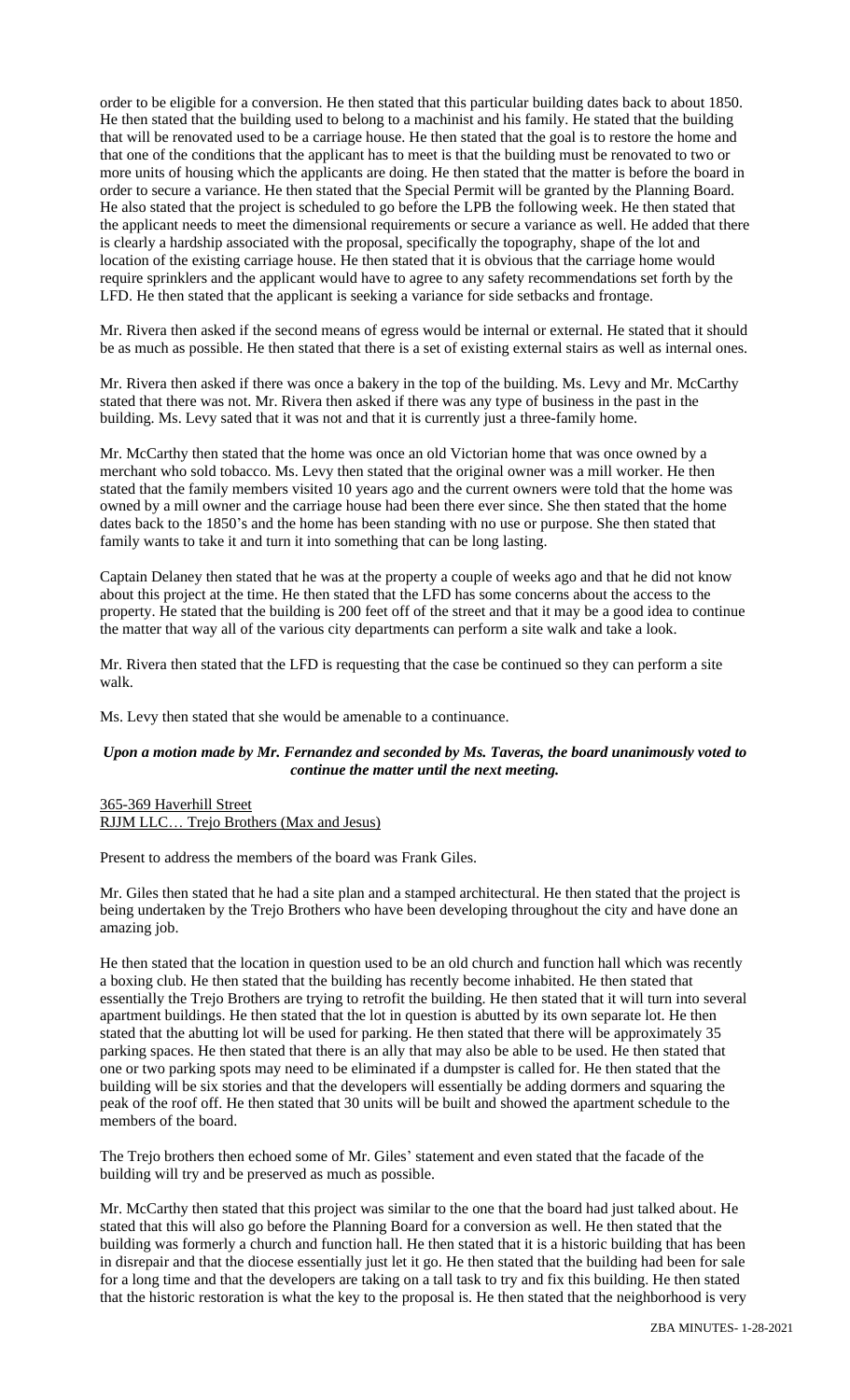order to be eligible for a conversion. He then stated that this particular building dates back to about 1850. He then stated that the building used to belong to a machinist and his family. He stated that the building that will be renovated used to be a carriage house. He then stated that the goal is to restore the home and that one of the conditions that the applicant has to meet is that the building must be renovated to two or more units of housing which the applicants are doing. He then stated that the matter is before the board in order to secure a variance. He then stated that the Special Permit will be granted by the Planning Board. He also stated that the project is scheduled to go before the LPB the following week. He then stated that the applicant needs to meet the dimensional requirements or secure a variance as well. He added that there is clearly a hardship associated with the proposal, specifically the topography, shape of the lot and location of the existing carriage house. He then stated that it is obvious that the carriage home would require sprinklers and the applicant would have to agree to any safety recommendations set forth by the LFD. He then stated that the applicant is seeking a variance for side setbacks and frontage.

Mr. Rivera then asked if the second means of egress would be internal or external. He stated that it should be as much as possible. He then stated that there is a set of existing external stairs as well as internal ones.

Mr. Rivera then asked if there was once a bakery in the top of the building. Ms. Levy and Mr. McCarthy stated that there was not. Mr. Rivera then asked if there was any type of business in the past in the building. Ms. Levy sated that it was not and that it is currently just a three-family home.

Mr. McCarthy then stated that the home was once an old Victorian home that was once owned by a merchant who sold tobacco. Ms. Levy then stated that the original owner was a mill worker. He then stated that the family members visited 10 years ago and the current owners were told that the home was owned by a mill owner and the carriage house had been there ever since. She then stated that the home dates back to the 1850's and the home has been standing with no use or purpose. She then stated that family wants to take it and turn it into something that can be long lasting.

Captain Delaney then stated that he was at the property a couple of weeks ago and that he did not know about this project at the time. He then stated that the LFD has some concerns about the access to the property. He stated that the building is 200 feet off of the street and that it may be a good idea to continue the matter that way all of the various city departments can perform a site walk and take a look.

Mr. Rivera then stated that the LFD is requesting that the case be continued so they can perform a site walk.

Ms. Levy then stated that she would be amenable to a continuance.

***Upon a motion made by Mr. Fernandez and seconded by Ms. Taveras, the board unanimously voted to continue the matter until the next meeting.***

365-369 Haverhill Street
RJJM LLC… Trejo Brothers (Max and Jesus)

Present to address the members of the board was Frank Giles.

Mr. Giles then stated that he had a site plan and a stamped architectural. He then stated that the project is being undertaken by the Trejo Brothers who have been developing throughout the city and have done an amazing job.

He then stated that the location in question used to be an old church and function hall which was recently a boxing club. He then stated that the building has recently become inhabited. He then stated that essentially the Trejo Brothers are trying to retrofit the building. He then stated that it will turn into several apartment buildings. He then stated that the lot in question is abutted by its own separate lot. He then stated that the abutting lot will be used for parking. He then stated that there will be approximately 35 parking spaces. He then stated that there is an ally that may also be able to be used. He then stated that one or two parking spots may need to be eliminated if a dumpster is called for. He then stated that the building will be six stories and that the developers will essentially be adding dormers and squaring the peak of the roof off. He then stated that 30 units will be built and showed the apartment schedule to the members of the board.

The Trejo brothers then echoed some of Mr. Giles' statement and even stated that the facade of the building will try and be preserved as much as possible.

Mr. McCarthy then stated that this project was similar to the one that the board had just talked about. He stated that this will also go before the Planning Board for a conversion as well. He then stated that the building was formerly a church and function hall. He then stated that it is a historic building that has been in disrepair and that the diocese essentially just let it go. He then stated that the building had been for sale for a long time and that the developers are taking on a tall task to try and fix this building. He then stated that the historic restoration is what the key to the proposal is. He then stated that the neighborhood is very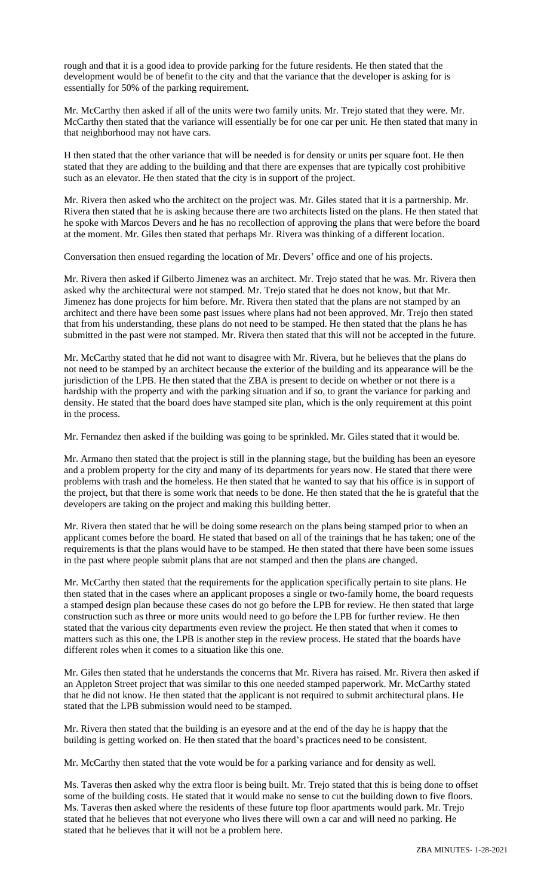rough and that it is a good idea to provide parking for the future residents. He then stated that the development would be of benefit to the city and that the variance that the developer is asking for is essentially for 50% of the parking requirement.

Mr. McCarthy then asked if all of the units were two family units. Mr. Trejo stated that they were. Mr. McCarthy then stated that the variance will essentially be for one car per unit. He then stated that many in that neighborhood may not have cars.

H then stated that the other variance that will be needed is for density or units per square foot. He then stated that they are adding to the building and that there are expenses that are typically cost prohibitive such as an elevator. He then stated that the city is in support of the project.

Mr. Rivera then asked who the architect on the project was. Mr. Giles stated that it is a partnership. Mr. Rivera then stated that he is asking because there are two architects listed on the plans. He then stated that he spoke with Marcos Devers and he has no recollection of approving the plans that were before the board at the moment. Mr. Giles then stated that perhaps Mr. Rivera was thinking of a different location.

Conversation then ensued regarding the location of Mr. Devers' office and one of his projects.

Mr. Rivera then asked if Gilberto Jimenez was an architect. Mr. Trejo stated that he was. Mr. Rivera then asked why the architectural were not stamped. Mr. Trejo stated that he does not know, but that Mr. Jimenez has done projects for him before. Mr. Rivera then stated that the plans are not stamped by an architect and there have been some past issues where plans had not been approved. Mr. Trejo then stated that from his understanding, these plans do not need to be stamped. He then stated that the plans he has submitted in the past were not stamped. Mr. Rivera then stated that this will not be accepted in the future.

Mr. McCarthy stated that he did not want to disagree with Mr. Rivera, but he believes that the plans do not need to be stamped by an architect because the exterior of the building and its appearance will be the jurisdiction of the LPB. He then stated that the ZBA is present to decide on whether or not there is a hardship with the property and with the parking situation and if so, to grant the variance for parking and density. He stated that the board does have stamped site plan, which is the only requirement at this point in the process.

Mr. Fernandez then asked if the building was going to be sprinkled. Mr. Giles stated that it would be.

Mr. Armano then stated that the project is still in the planning stage, but the building has been an eyesore and a problem property for the city and many of its departments for years now. He stated that there were problems with trash and the homeless. He then stated that he wanted to say that his office is in support of the project, but that there is some work that needs to be done. He then stated that the he is grateful that the developers are taking on the project and making this building better.

Mr. Rivera then stated that he will be doing some research on the plans being stamped prior to when an applicant comes before the board. He stated that based on all of the trainings that he has taken; one of the requirements is that the plans would have to be stamped. He then stated that there have been some issues in the past where people submit plans that are not stamped and then the plans are changed.

Mr. McCarthy then stated that the requirements for the application specifically pertain to site plans. He then stated that in the cases where an applicant proposes a single or two-family home, the board requests a stamped design plan because these cases do not go before the LPB for review. He then stated that large construction such as three or more units would need to go before the LPB for further review. He then stated that the various city departments even review the project. He then stated that when it comes to matters such as this one, the LPB is another step in the review process. He stated that the boards have different roles when it comes to a situation like this one.

Mr. Giles then stated that he understands the concerns that Mr. Rivera has raised. Mr. Rivera then asked if an Appleton Street project that was similar to this one needed stamped paperwork. Mr. McCarthy stated that he did not know. He then stated that the applicant is not required to submit architectural plans. He stated that the LPB submission would need to be stamped.

Mr. Rivera then stated that the building is an eyesore and at the end of the day he is happy that the building is getting worked on. He then stated that the board's practices need to be consistent.

Mr. McCarthy then stated that the vote would be for a parking variance and for density as well.

Ms. Taveras then asked why the extra floor is being built. Mr. Trejo stated that this is being done to offset some of the building costs. He stated that it would make no sense to cut the building down to five floors. Ms. Taveras then asked where the residents of these future top floor apartments would park. Mr. Trejo stated that he believes that not everyone who lives there will own a car and will need no parking. He stated that he believes that it will not be a problem here.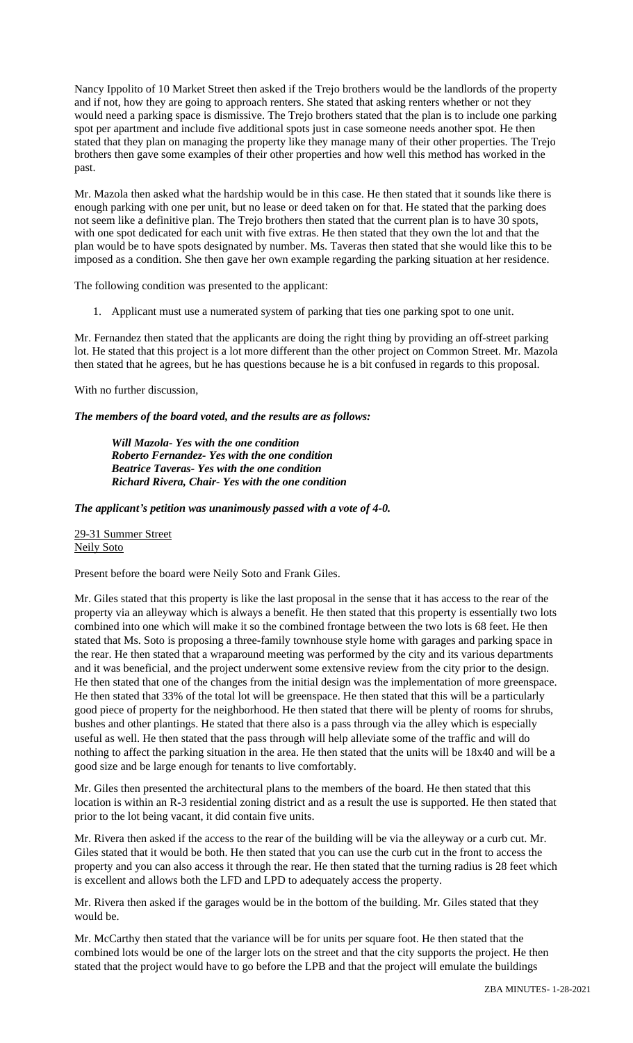Nancy Ippolito of 10 Market Street then asked if the Trejo brothers would be the landlords of the property and if not, how they are going to approach renters. She stated that asking renters whether or not they would need a parking space is dismissive. The Trejo brothers stated that the plan is to include one parking spot per apartment and include five additional spots just in case someone needs another spot. He then stated that they plan on managing the property like they manage many of their other properties. The Trejo brothers then gave some examples of their other properties and how well this method has worked in the past.

Mr. Mazola then asked what the hardship would be in this case. He then stated that it sounds like there is enough parking with one per unit, but no lease or deed taken on for that. He stated that the parking does not seem like a definitive plan. The Trejo brothers then stated that the current plan is to have 30 spots, with one spot dedicated for each unit with five extras. He then stated that they own the lot and that the plan would be to have spots designated by number. Ms. Taveras then stated that she would like this to be imposed as a condition. She then gave her own example regarding the parking situation at her residence.

The following condition was presented to the applicant:

1. Applicant must use a numerated system of parking that ties one parking spot to one unit.

Mr. Fernandez then stated that the applicants are doing the right thing by providing an off-street parking lot. He stated that this project is a lot more different than the other project on Common Street. Mr. Mazola then stated that he agrees, but he has questions because he is a bit confused in regards to this proposal.

With no further discussion,

***The members of the board voted, and the results are as follows:***

> ***Will Mazola- Yes with the one condition***
> ***Roberto Fernandez- Yes with the one condition***
> ***Beatrice Taveras- Yes with the one condition***
> ***Richard Rivera, Chair- Yes with the one condition***

***The applicant's petition was unanimously passed with a vote of 4-0.***

29-31 Summer Street
Neily Soto

Present before the board were Neily Soto and Frank Giles.

Mr. Giles stated that this property is like the last proposal in the sense that it has access to the rear of the property via an alleyway which is always a benefit. He then stated that this property is essentially two lots combined into one which will make it so the combined frontage between the two lots is 68 feet. He then stated that Ms. Soto is proposing a three-family townhouse style home with garages and parking space in the rear. He then stated that a wraparound meeting was performed by the city and its various departments and it was beneficial, and the project underwent some extensive review from the city prior to the design. He then stated that one of the changes from the initial design was the implementation of more greenspace. He then stated that 33% of the total lot will be greenspace. He then stated that this will be a particularly good piece of property for the neighborhood. He then stated that there will be plenty of rooms for shrubs, bushes and other plantings. He stated that there also is a pass through via the alley which is especially useful as well. He then stated that the pass through will help alleviate some of the traffic and will do nothing to affect the parking situation in the area. He then stated that the units will be 18x40 and will be a good size and be large enough for tenants to live comfortably.

Mr. Giles then presented the architectural plans to the members of the board. He then stated that this location is within an R-3 residential zoning district and as a result the use is supported. He then stated that prior to the lot being vacant, it did contain five units.

Mr. Rivera then asked if the access to the rear of the building will be via the alleyway or a curb cut. Mr. Giles stated that it would be both. He then stated that you can use the curb cut in the front to access the property and you can also access it through the rear. He then stated that the turning radius is 28 feet which is excellent and allows both the LFD and LPD to adequately access the property.

Mr. Rivera then asked if the garages would be in the bottom of the building. Mr. Giles stated that they would be.

Mr. McCarthy then stated that the variance will be for units per square foot. He then stated that the combined lots would be one of the larger lots on the street and that the city supports the project. He then stated that the project would have to go before the LPB and that the project will emulate the buildings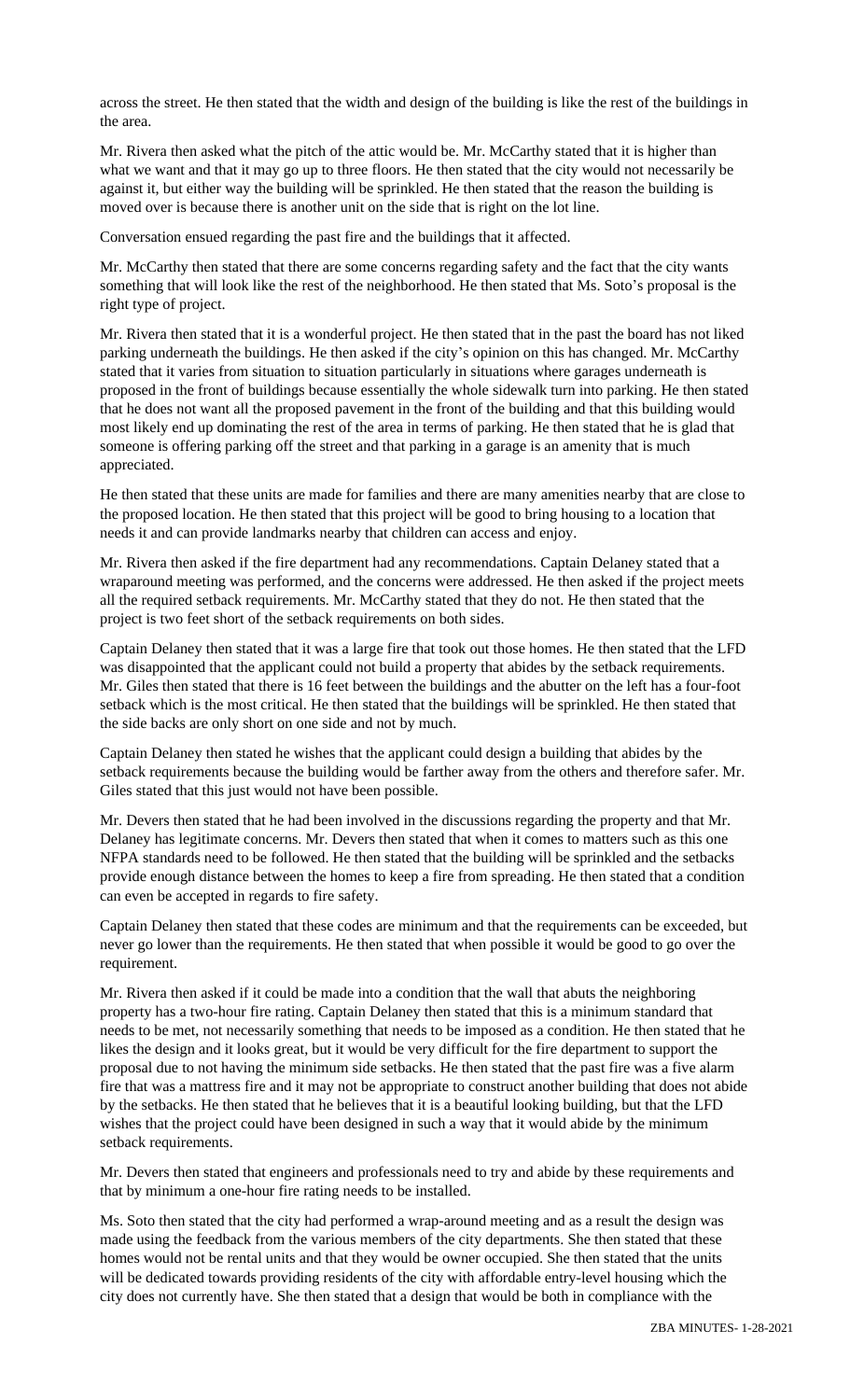across the street. He then stated that the width and design of the building is like the rest of the buildings in the area.

Mr. Rivera then asked what the pitch of the attic would be. Mr. McCarthy stated that it is higher than what we want and that it may go up to three floors. He then stated that the city would not necessarily be against it, but either way the building will be sprinkled. He then stated that the reason the building is moved over is because there is another unit on the side that is right on the lot line.

Conversation ensued regarding the past fire and the buildings that it affected.

Mr. McCarthy then stated that there are some concerns regarding safety and the fact that the city wants something that will look like the rest of the neighborhood. He then stated that Ms. Soto's proposal is the right type of project.

Mr. Rivera then stated that it is a wonderful project. He then stated that in the past the board has not liked parking underneath the buildings. He then asked if the city's opinion on this has changed. Mr. McCarthy stated that it varies from situation to situation particularly in situations where garages underneath is proposed in the front of buildings because essentially the whole sidewalk turn into parking. He then stated that he does not want all the proposed pavement in the front of the building and that this building would most likely end up dominating the rest of the area in terms of parking. He then stated that he is glad that someone is offering parking off the street and that parking in a garage is an amenity that is much appreciated.

He then stated that these units are made for families and there are many amenities nearby that are close to the proposed location. He then stated that this project will be good to bring housing to a location that needs it and can provide landmarks nearby that children can access and enjoy.

Mr. Rivera then asked if the fire department had any recommendations. Captain Delaney stated that a wraparound meeting was performed, and the concerns were addressed. He then asked if the project meets all the required setback requirements. Mr. McCarthy stated that they do not. He then stated that the project is two feet short of the setback requirements on both sides.

Captain Delaney then stated that it was a large fire that took out those homes. He then stated that the LFD was disappointed that the applicant could not build a property that abides by the setback requirements. Mr. Giles then stated that there is 16 feet between the buildings and the abutter on the left has a four-foot setback which is the most critical. He then stated that the buildings will be sprinkled. He then stated that the side backs are only short on one side and not by much.

Captain Delaney then stated he wishes that the applicant could design a building that abides by the setback requirements because the building would be farther away from the others and therefore safer. Mr. Giles stated that this just would not have been possible.

Mr. Devers then stated that he had been involved in the discussions regarding the property and that Mr. Delaney has legitimate concerns. Mr. Devers then stated that when it comes to matters such as this one NFPA standards need to be followed. He then stated that the building will be sprinkled and the setbacks provide enough distance between the homes to keep a fire from spreading. He then stated that a condition can even be accepted in regards to fire safety.

Captain Delaney then stated that these codes are minimum and that the requirements can be exceeded, but never go lower than the requirements. He then stated that when possible it would be good to go over the requirement.

Mr. Rivera then asked if it could be made into a condition that the wall that abuts the neighboring property has a two-hour fire rating. Captain Delaney then stated that this is a minimum standard that needs to be met, not necessarily something that needs to be imposed as a condition. He then stated that he likes the design and it looks great, but it would be very difficult for the fire department to support the proposal due to not having the minimum side setbacks. He then stated that the past fire was a five alarm fire that was a mattress fire and it may not be appropriate to construct another building that does not abide by the setbacks. He then stated that he believes that it is a beautiful looking building, but that the LFD wishes that the project could have been designed in such a way that it would abide by the minimum setback requirements.

Mr. Devers then stated that engineers and professionals need to try and abide by these requirements and that by minimum a one-hour fire rating needs to be installed.

Ms. Soto then stated that the city had performed a wrap-around meeting and as a result the design was made using the feedback from the various members of the city departments. She then stated that these homes would not be rental units and that they would be owner occupied. She then stated that the units will be dedicated towards providing residents of the city with affordable entry-level housing which the city does not currently have. She then stated that a design that would be both in compliance with the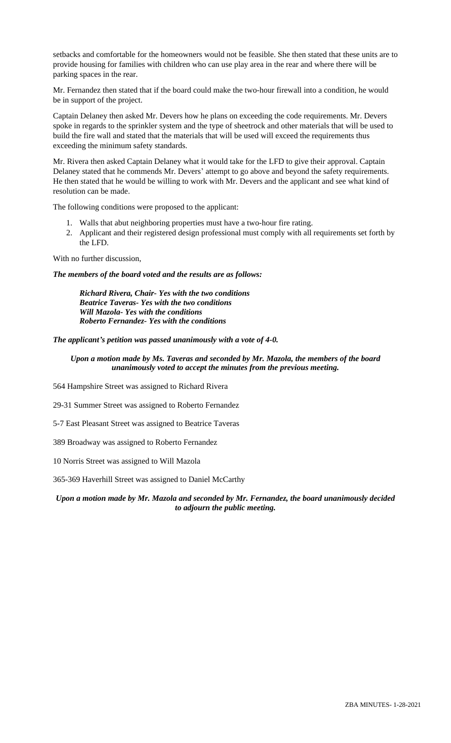setbacks and comfortable for the homeowners would not be feasible. She then stated that these units are to provide housing for families with children who can use play area in the rear and where there will be parking spaces in the rear.

Mr. Fernandez then stated that if the board could make the two-hour firewall into a condition, he would be in support of the project.

Captain Delaney then asked Mr. Devers how he plans on exceeding the code requirements. Mr. Devers spoke in regards to the sprinkler system and the type of sheetrock and other materials that will be used to build the fire wall and stated that the materials that will be used will exceed the requirements thus exceeding the minimum safety standards.

Mr. Rivera then asked Captain Delaney what it would take for the LFD to give their approval. Captain Delaney stated that he commends Mr. Devers' attempt to go above and beyond the safety requirements. He then stated that he would be willing to work with Mr. Devers and the applicant and see what kind of resolution can be made.

The following conditions were proposed to the applicant:

1. Walls that abut neighboring properties must have a two-hour fire rating.
2. Applicant and their registered design professional must comply with all requirements set forth by the LFD.

With no further discussion,

***The members of the board voted and the results are as follows:***

> ***Richard Rivera, Chair- Yes with the two conditions***
> ***Beatrice Taveras- Yes with the two conditions***
> ***Will Mazola- Yes with the conditions***
> ***Roberto Fernandez- Yes with the conditions***

***The applicant's petition was passed unanimously with a vote of 4-0.***

***Upon a motion made by Ms. Taveras and seconded by Mr. Mazola, the members of the board unanimously voted to accept the minutes from the previous meeting.***

564 Hampshire Street was assigned to Richard Rivera

29-31 Summer Street was assigned to Roberto Fernandez

5-7 East Pleasant Street was assigned to Beatrice Taveras

389 Broadway was assigned to Roberto Fernandez

10 Norris Street was assigned to Will Mazola

365-369 Haverhill Street was assigned to Daniel McCarthy

***Upon a motion made by Mr. Mazola and seconded by Mr. Fernandez, the board unanimously decided to adjourn the public meeting.***